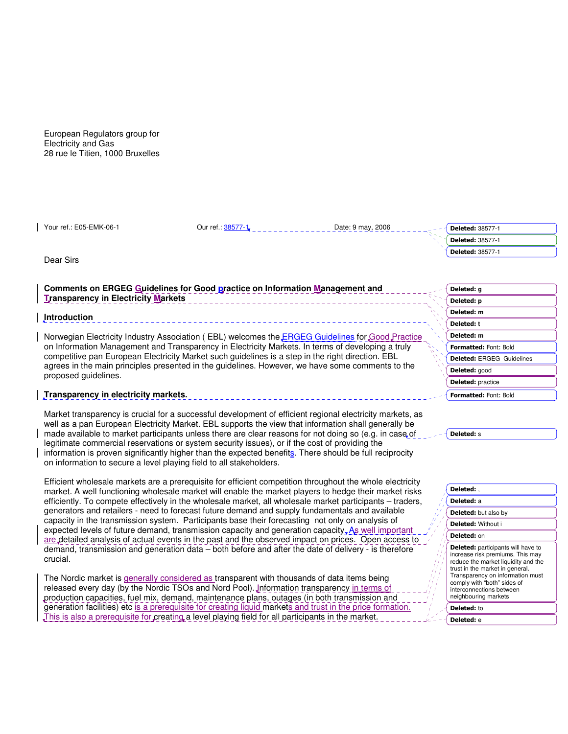European Regulators group for
Electricity and Gas
28 rue le Titien, 1000 Bruxelles

Your ref.: E05-EMK-06-1 Our ref.: 38577-1 Date: 9 may, 2006

Dear Sirs

**Comments on ERGEG Guidelines for Good practice on Information Management and Transparency in Electricity Markets**

**Introduction**

Norwegian Electricity Industry Association ( EBL) welcomes the ERGEG Guidelines for Good Practice on Information Management and Transparency in Electricity Markets. In terms of developing a truly competitive pan European Electricity Market such guidelines is a step in the right direction. EBL agrees in the main principles presented in the guidelines. However, we have some comments to the proposed guidelines.

**Transparency in electricity markets.**

Market transparency is crucial for a successful development of efficient regional electricity markets, as well as a pan European Electricity Market. EBL supports the view that information shall generally be made available to market participants unless there are clear reasons for not doing so (e.g. in case of legitimate commercial reservations or system security issues), or if the cost of providing the information is proven significantly higher than the expected benefits. There should be full reciprocity on information to secure a level playing field to all stakeholders.

Efficient wholesale markets are a prerequisite for efficient competition throughout the whole electricity market. A well functioning wholesale market will enable the market players to hedge their market risks efficiently. To compete effectively in the wholesale market, all wholesale market participants – traders, generators and retailers - need to forecast future demand and supply fundamentals and available capacity in the transmission system. Participants base their forecasting not only on analysis of expected levels of future demand, transmission capacity and generation capacity. As well important are detailed analysis of actual events in the past and the observed impact on prices. Open access to demand, transmission and generation data – both before and after the date of delivery - is therefore crucial.

The Nordic market is generally considered as transparent with thousands of data items being released every day (by the Nordic TSOs and Nord Pool). Information transparency in terms of production capacities, fuel mix, demand, maintenance plans, outages (in both transmission and generation facilities) etc is a prerequisite for creating liquid markets and trust in the price formation. This is also a prerequisite for creating a level playing field for all participants in the market.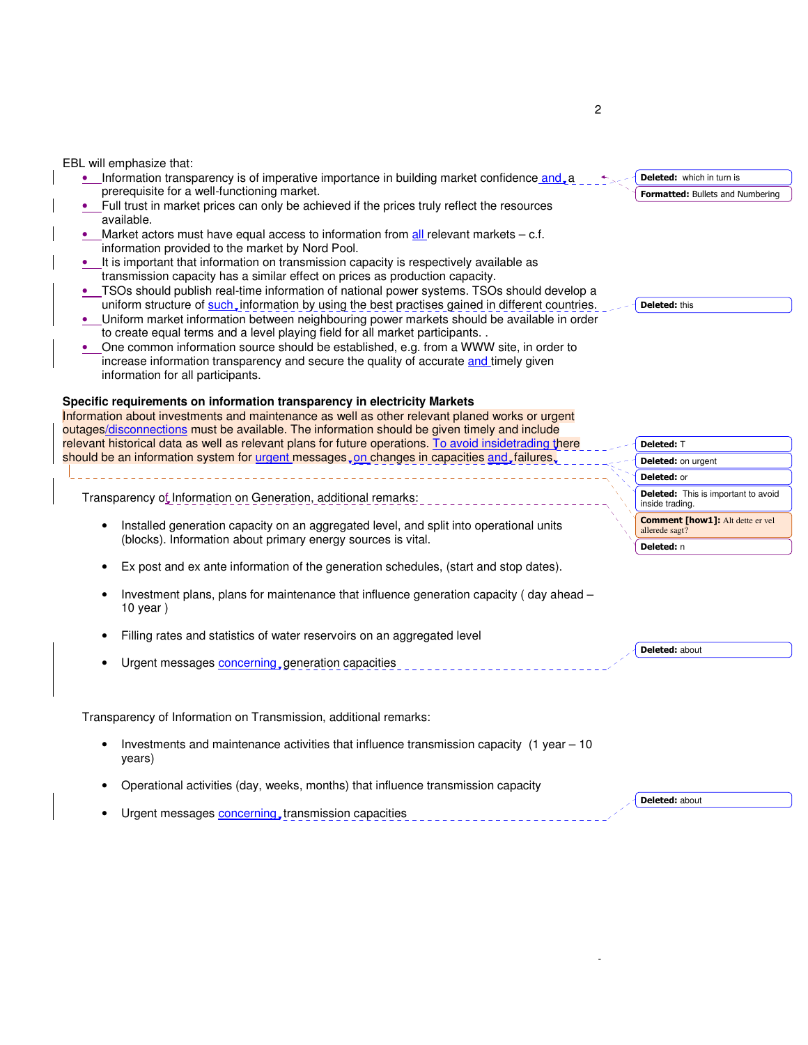EBL will emphasize that:

- Information transparency is of imperative importance in building market confidence and a prerequisite for a well-functioning market.
- Full trust in market prices can only be achieved if the prices truly reflect the resources available.
- Market actors must have equal access to information from all relevant markets – c.f. information provided to the market by Nord Pool.
- It is important that information on transmission capacity is respectively available as transmission capacity has a similar effect on prices as production capacity.
- TSOs should publish real-time information of national power systems. TSOs should develop a uniform structure of such information by using the best practises gained in different countries.
- Uniform market information between neighbouring power markets should be available in order to create equal terms and a level playing field for all market participants. .
- One common information source should be established, e.g. from a WWW site, in order to increase information transparency and secure the quality of accurate and timely given information for all participants.

**Specific requirements on information transparency in electricity Markets**

Information about investments and maintenance as well as other relevant planed works or urgent outages/disconnections must be available. The information should be given timely and include relevant historical data as well as relevant plans for future operations. To avoid insidetrading there should be an information system for urgent messages on changes in capacities and failures.

Transparency of Information on Generation, additional remarks:

- Installed generation capacity on an aggregated level, and split into operational units (blocks). Information about primary energy sources is vital.
- Ex post and ex ante information of the generation schedules, (start and stop dates).
- Investment plans, plans for maintenance that influence generation capacity ( day ahead – 10 year )
- Filling rates and statistics of water reservoirs on an aggregated level
- Urgent messages concerning generation capacities

Transparency of Information on Transmission, additional remarks:

- Investments and maintenance activities that influence transmission capacity (1 year – 10 years)
- Operational activities (day, weeks, months) that influence transmission capacity
- Urgent messages concerning transmission capacities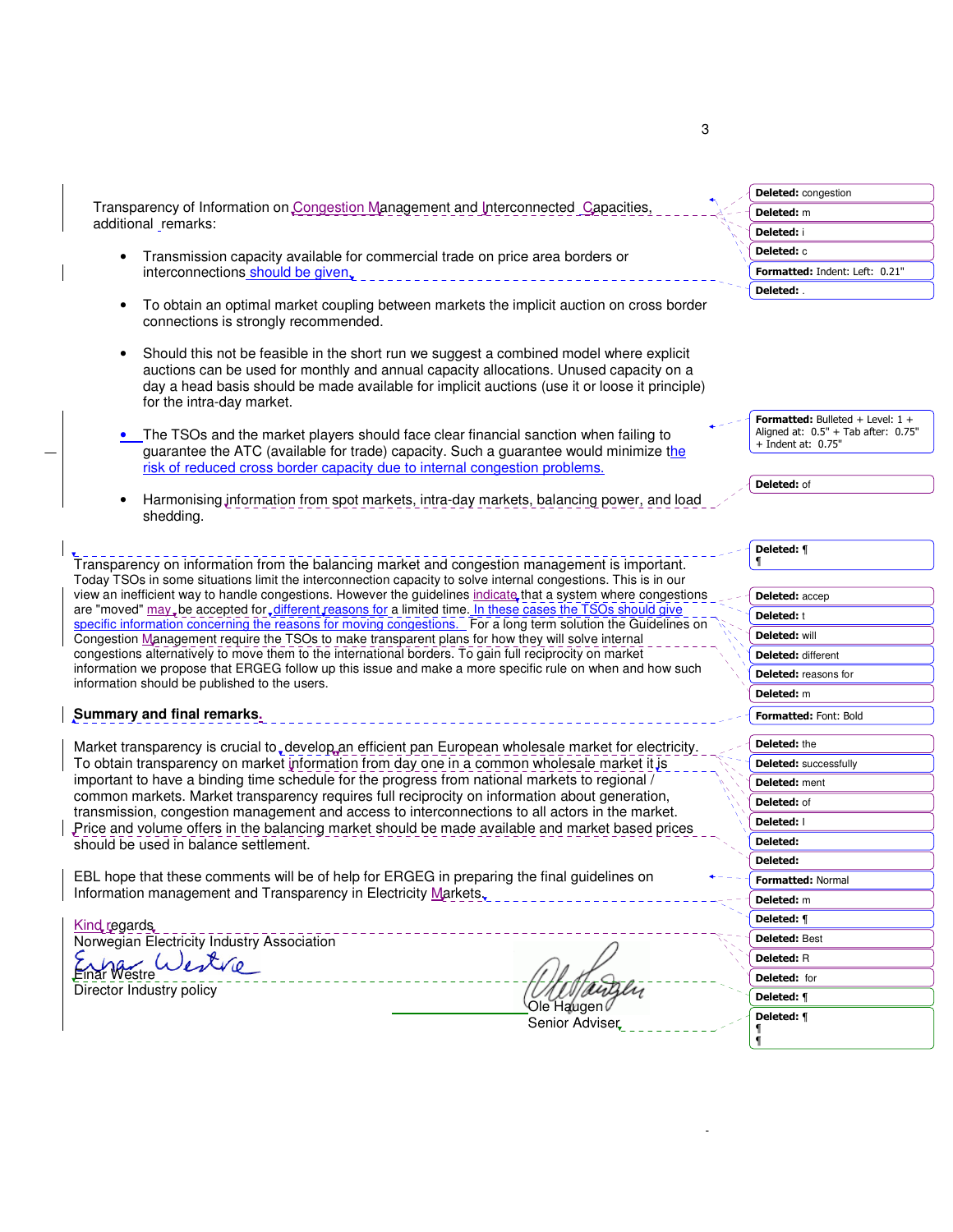Transparency of Information on Congestion Management and Interconnected Capacities, additional remarks:

- Transmission capacity available for commercial trade on price area borders or interconnections should be given.
- To obtain an optimal market coupling between markets the implicit auction on cross border connections is strongly recommended.
- Should this not be feasible in the short run we suggest a combined model where explicit auctions can be used for monthly and annual capacity allocations. Unused capacity on a day a head basis should be made available for implicit auctions (use it or loose it principle) for the intra-day market.
- The TSOs and the market players should face clear financial sanction when failing to guarantee the ATC (available for trade) capacity. Such a guarantee would minimize the risk of reduced cross border capacity due to internal congestion problems.
- Harmonising information from spot markets, intra-day markets, balancing power, and load shedding.

Transparency on information from the balancing market and congestion management is important. Today TSOs in some situations limit the interconnection capacity to solve internal congestions. This is in our view an inefficient way to handle congestions. However the guidelines indicate that a system where congestions are "moved" may be accepted for different reasons for a limited time. In these cases the TSOs should give specific information concerning the reasons for moving congestions. For a long term solution the Guidelines on Congestion Management require the TSOs to make transparent plans for how they will solve internal congestions alternatively to move them to the international borders. To gain full reciprocity on market information we propose that ERGEG follow up this issue and make a more specific rule on when and how such information should be published to the users.

**Summary and final remarks.**

Market transparency is crucial to develop an efficient pan European wholesale market for electricity. To obtain transparency on market information from day one in a common wholesale market it is important to have a binding time schedule for the progress from national markets to regional / common markets. Market transparency requires full reciprocity on information about generation, transmission, congestion management and access to interconnections to all actors in the market. Price and volume offers in the balancing market should be made available and market based prices should be used in balance settlement.

EBL hope that these comments will be of help for ERGEG in preparing the final guidelines on Information management and Transparency in Electricity Markets.

Kind regards
Norwegian Electricity Industry Association

Einar Westre
Director Industry policy

Ole Haugen
Senior Adviser